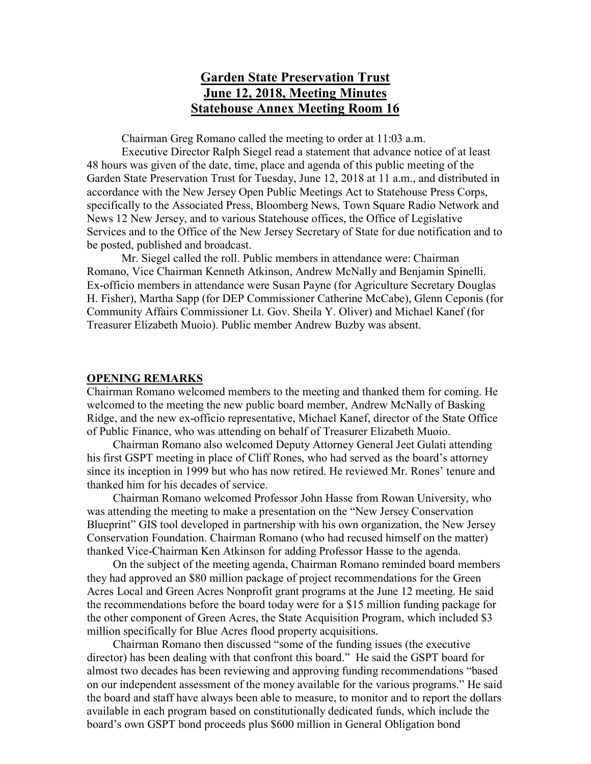# Garden State Preservation Trust
# June 12, 2018, Meeting Minutes
# Statehouse Annex Meeting Room 16

Chairman Greg Romano called the meeting to order at 11:03 a.m.

Executive Director Ralph Siegel read a statement that advance notice of at least 48 hours was given of the date, time, place and agenda of this public meeting of the Garden State Preservation Trust for Tuesday, June 12, 2018 at 11 a.m., and distributed in accordance with the New Jersey Open Public Meetings Act to Statehouse Press Corps, specifically to the Associated Press, Bloomberg News, Town Square Radio Network and News 12 New Jersey, and to various Statehouse offices, the Office of Legislative Services and to the Office of the New Jersey Secretary of State for due notification and to be posted, published and broadcast.

Mr. Siegel called the roll. Public members in attendance were: Chairman Romano, Vice Chairman Kenneth Atkinson, Andrew McNally and Benjamin Spinelli. Ex-officio members in attendance were Susan Payne (for Agriculture Secretary Douglas H. Fisher), Martha Sapp (for DEP Commissioner Catherine McCabe), Glenn Ceponis (for Community Affairs Commissioner Lt. Gov. Sheila Y. Oliver) and Michael Kanef (for Treasurer Elizabeth Muoio). Public member Andrew Buzby was absent.

## OPENING REMARKS

Chairman Romano welcomed members to the meeting and thanked them for coming. He welcomed to the meeting the new public board member, Andrew McNally of Basking Ridge, and the new ex-officio representative, Michael Kanef, director of the State Office of Public Finance, who was attending on behalf of Treasurer Elizabeth Muoio.

Chairman Romano also welcomed Deputy Attorney General Jeet Gulati attending his first GSPT meeting in place of Cliff Rones, who had served as the board's attorney since its inception in 1999 but who has now retired. He reviewed Mr. Rones' tenure and thanked him for his decades of service.

Chairman Romano welcomed Professor John Hasse from Rowan University, who was attending the meeting to make a presentation on the "New Jersey Conservation Blueprint" GIS tool developed in partnership with his own organization, the New Jersey Conservation Foundation. Chairman Romano (who had recused himself on the matter) thanked Vice-Chairman Ken Atkinson for adding Professor Hasse to the agenda.

On the subject of the meeting agenda, Chairman Romano reminded board members they had approved an \$80 million package of project recommendations for the Green Acres Local and Green Acres Nonprofit grant programs at the June 12 meeting. He said the recommendations before the board today were for a \$15 million funding package for the other component of Green Acres, the State Acquisition Program, which included \$3 million specifically for Blue Acres flood property acquisitions.

Chairman Romano then discussed "some of the funding issues (the executive director) has been dealing with that confront this board." He said the GSPT board for almost two decades has been reviewing and approving funding recommendations "based on our independent assessment of the money available for the various programs." He said the board and staff have always been able to measure, to monitor and to report the dollars available in each program based on constitutionally dedicated funds, which include the board's own GSPT bond proceeds plus \$600 million in General Obligation bond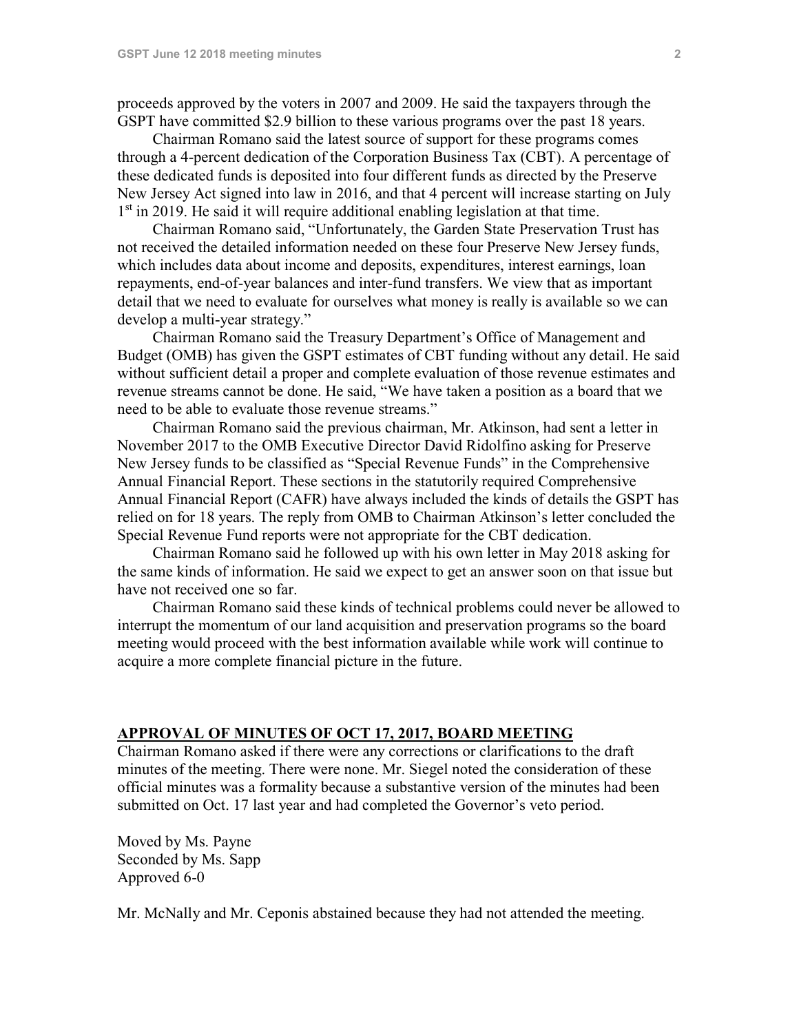proceeds approved by the voters in 2007 and 2009. He said the taxpayers through the GSPT have committed $2.9 billion to these various programs over the past 18 years.

Chairman Romano said the latest source of support for these programs comes through a 4-percent dedication of the Corporation Business Tax (CBT). A percentage of these dedicated funds is deposited into four different funds as directed by the Preserve New Jersey Act signed into law in 2016, and that 4 percent will increase starting on July 1st in 2019. He said it will require additional enabling legislation at that time.

Chairman Romano said, "Unfortunately, the Garden State Preservation Trust has not received the detailed information needed on these four Preserve New Jersey funds, which includes data about income and deposits, expenditures, interest earnings, loan repayments, end-of-year balances and inter-fund transfers. We view that as important detail that we need to evaluate for ourselves what money is really is available so we can develop a multi-year strategy."

Chairman Romano said the Treasury Department's Office of Management and Budget (OMB) has given the GSPT estimates of CBT funding without any detail. He said without sufficient detail a proper and complete evaluation of those revenue estimates and revenue streams cannot be done. He said, "We have taken a position as a board that we need to be able to evaluate those revenue streams."

Chairman Romano said the previous chairman, Mr. Atkinson, had sent a letter in November 2017 to the OMB Executive Director David Ridolfino asking for Preserve New Jersey funds to be classified as "Special Revenue Funds" in the Comprehensive Annual Financial Report. These sections in the statutorily required Comprehensive Annual Financial Report (CAFR) have always included the kinds of details the GSPT has relied on for 18 years. The reply from OMB to Chairman Atkinson's letter concluded the Special Revenue Fund reports were not appropriate for the CBT dedication.

Chairman Romano said he followed up with his own letter in May 2018 asking for the same kinds of information. He said we expect to get an answer soon on that issue but have not received one so far.

Chairman Romano said these kinds of technical problems could never be allowed to interrupt the momentum of our land acquisition and preservation programs so the board meeting would proceed with the best information available while work will continue to acquire a more complete financial picture in the future.

## APPROVAL OF MINUTES OF OCT 17, 2017, BOARD MEETING

Chairman Romano asked if there were any corrections or clarifications to the draft minutes of the meeting. There were none. Mr. Siegel noted the consideration of these official minutes was a formality because a substantive version of the minutes had been submitted on Oct. 17 last year and had completed the Governor's veto period.

Moved by Ms. Payne
Seconded by Ms. Sapp
Approved 6-0

Mr. McNally and Mr. Ceponis abstained because they had not attended the meeting.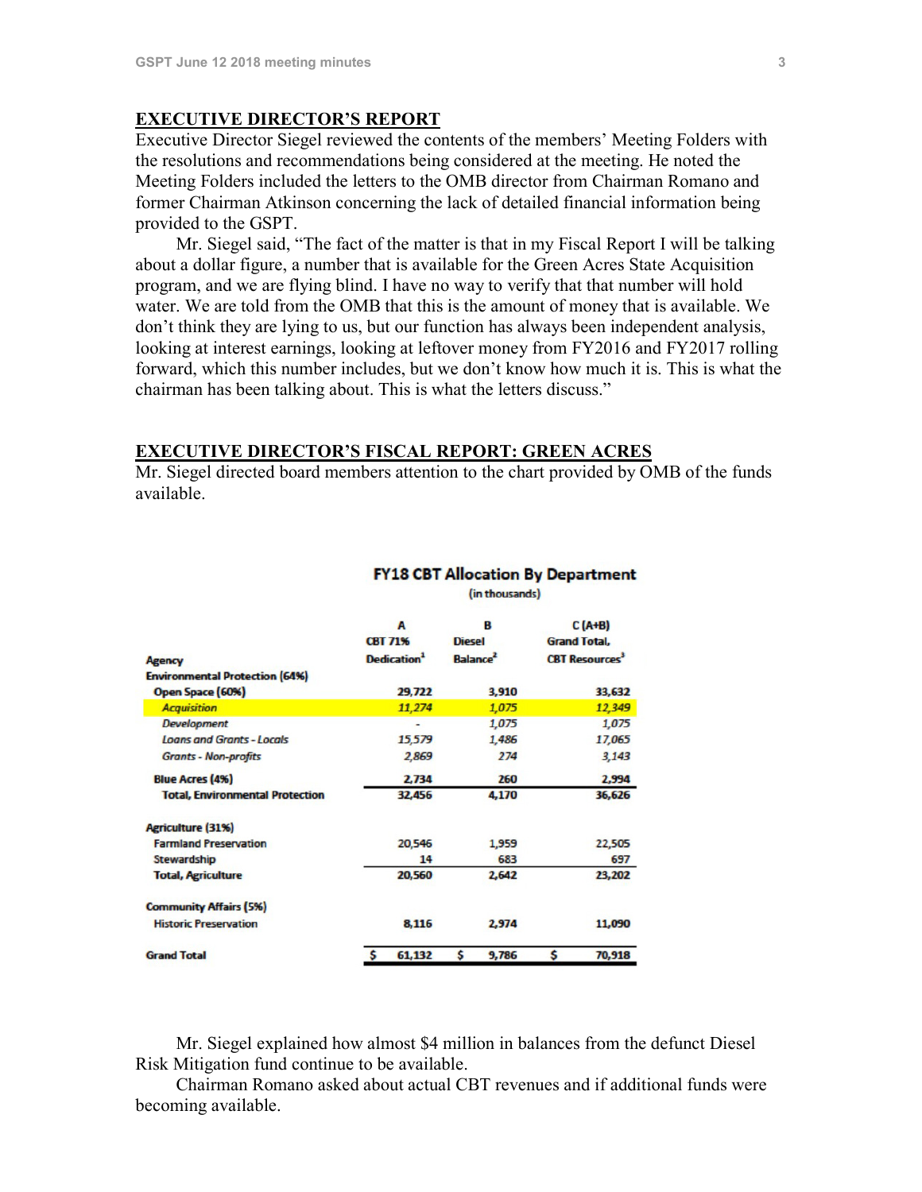## EXECUTIVE DIRECTOR'S REPORT

Executive Director Siegel reviewed the contents of the members' Meeting Folders with the resolutions and recommendations being considered at the meeting. He noted the Meeting Folders included the letters to the OMB director from Chairman Romano and former Chairman Atkinson concerning the lack of detailed financial information being provided to the GSPT.

Mr. Siegel said, "The fact of the matter is that in my Fiscal Report I will be talking about a dollar figure, a number that is available for the Green Acres State Acquisition program, and we are flying blind. I have no way to verify that that number will hold water. We are told from the OMB that this is the amount of money that is available. We don't think they are lying to us, but our function has always been independent analysis, looking at interest earnings, looking at leftover money from FY2016 and FY2017 rolling forward, which this number includes, but we don't know how much it is. This is what the chairman has been talking about. This is what the letters discuss."

## EXECUTIVE DIRECTOR'S FISCAL REPORT: GREEN ACRES

Mr. Siegel directed board members attention to the chart provided by OMB of the funds available.

**FY18 CBT Allocation By Department**
(in thousands)

| Agency | A<br>CBT 71% Dedication[1] | B<br>Diesel Balance[2] | C (A+B)<br>Grand Total, CBT Resources[3] |
|---|---|---|---|
| **Environmental Protection (64%)** | | | |
| **Open Space (60%)** | **29,722** | **3,910** | **33,632** |
| *Acquisition* | *11,274* | *1,075* | *12,349* |
| *Development* | - | *1,075* | *1,075* |
| *Loans and Grants - Locals* | *15,579* | *1,486* | *17,065* |
| *Grants - Non-profits* | *2,869* | *274* | *3,143* |
| **Blue Acres (4%)** | **2,734** | **260** | **2,994** |
| **Total, Environmental Protection** | **32,456** | **4,170** | **36,626** |
| **Agriculture (31%)** | | | |
| Farmland Preservation | 20,546 | 1,959 | 22,505 |
| Stewardship | 14 | 683 | 697 |
| **Total, Agriculture** | **20,560** | **2,642** | **23,202** |
| **Community Affairs (5%)** | | | |
| Historic Preservation | 8,116 | 2,974 | 11,090 |
| **Grand Total** | **$ 61,132** | **$ 9,786** | **$ 70,918** |

Mr. Siegel explained how almost $4 million in balances from the defunct Diesel Risk Mitigation fund continue to be available.

Chairman Romano asked about actual CBT revenues and if additional funds were becoming available.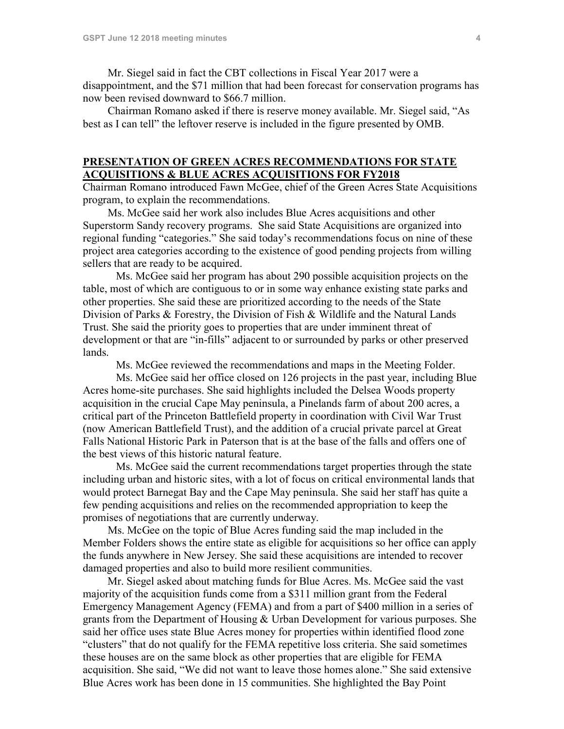Mr. Siegel said in fact the CBT collections in Fiscal Year 2017 were a disappointment, and the $71 million that had been forecast for conservation programs has now been revised downward to $66.7 million.

Chairman Romano asked if there is reserve money available. Mr. Siegel said, "As best as I can tell" the leftover reserve is included in the figure presented by OMB.

## PRESENTATION OF GREEN ACRES RECOMMENDATIONS FOR STATE ACQUISITIONS & BLUE ACRES ACQUISITIONS FOR FY2018

Chairman Romano introduced Fawn McGee, chief of the Green Acres State Acquisitions program, to explain the recommendations.

Ms. McGee said her work also includes Blue Acres acquisitions and other Superstorm Sandy recovery programs. She said State Acquisitions are organized into regional funding "categories." She said today's recommendations focus on nine of these project area categories according to the existence of good pending projects from willing sellers that are ready to be acquired.

Ms. McGee said her program has about 290 possible acquisition projects on the table, most of which are contiguous to or in some way enhance existing state parks and other properties. She said these are prioritized according to the needs of the State Division of Parks & Forestry, the Division of Fish & Wildlife and the Natural Lands Trust. She said the priority goes to properties that are under imminent threat of development or that are "in-fills" adjacent to or surrounded by parks or other preserved lands.

Ms. McGee reviewed the recommendations and maps in the Meeting Folder.

Ms. McGee said her office closed on 126 projects in the past year, including Blue Acres home-site purchases. She said highlights included the Delsea Woods property acquisition in the crucial Cape May peninsula, a Pinelands farm of about 200 acres, a critical part of the Princeton Battlefield property in coordination with Civil War Trust (now American Battlefield Trust), and the addition of a crucial private parcel at Great Falls National Historic Park in Paterson that is at the base of the falls and offers one of the best views of this historic natural feature.

Ms. McGee said the current recommendations target properties through the state including urban and historic sites, with a lot of focus on critical environmental lands that would protect Barnegat Bay and the Cape May peninsula. She said her staff has quite a few pending acquisitions and relies on the recommended appropriation to keep the promises of negotiations that are currently underway.

Ms. McGee on the topic of Blue Acres funding said the map included in the Member Folders shows the entire state as eligible for acquisitions so her office can apply the funds anywhere in New Jersey. She said these acquisitions are intended to recover damaged properties and also to build more resilient communities.

Mr. Siegel asked about matching funds for Blue Acres. Ms. McGee said the vast majority of the acquisition funds come from a $311 million grant from the Federal Emergency Management Agency (FEMA) and from a part of $400 million in a series of grants from the Department of Housing & Urban Development for various purposes. She said her office uses state Blue Acres money for properties within identified flood zone "clusters" that do not qualify for the FEMA repetitive loss criteria. She said sometimes these houses are on the same block as other properties that are eligible for FEMA acquisition. She said, "We did not want to leave those homes alone." She said extensive Blue Acres work has been done in 15 communities. She highlighted the Bay Point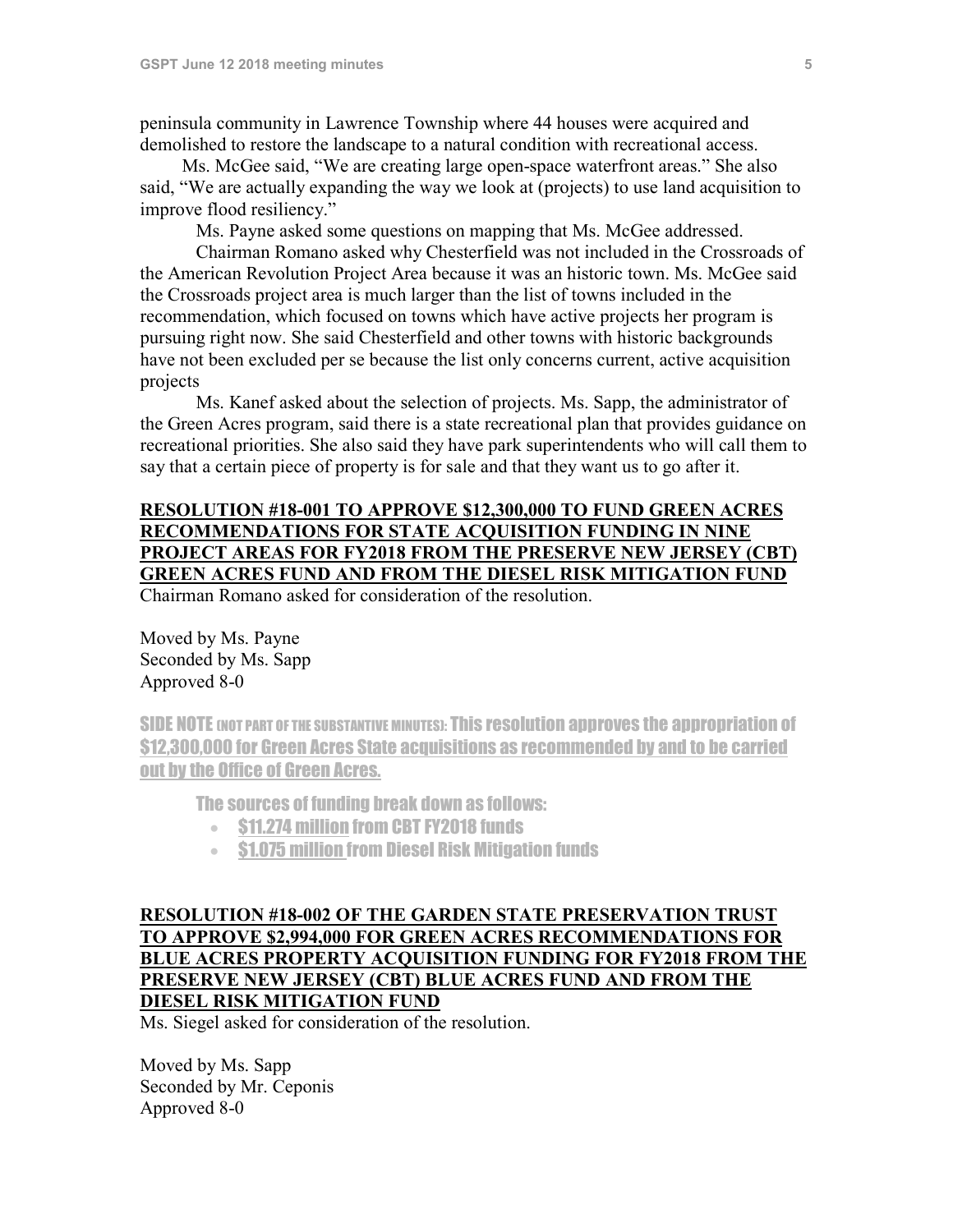peninsula community in Lawrence Township where 44 houses were acquired and demolished to restore the landscape to a natural condition with recreational access.

Ms. McGee said, "We are creating large open-space waterfront areas." She also said, "We are actually expanding the way we look at (projects) to use land acquisition to improve flood resiliency."

Ms. Payne asked some questions on mapping that Ms. McGee addressed.

Chairman Romano asked why Chesterfield was not included in the Crossroads of the American Revolution Project Area because it was an historic town. Ms. McGee said the Crossroads project area is much larger than the list of towns included in the recommendation, which focused on towns which have active projects her program is pursuing right now. She said Chesterfield and other towns with historic backgrounds have not been excluded per se because the list only concerns current, active acquisition projects

Ms. Kanef asked about the selection of projects. Ms. Sapp, the administrator of the Green Acres program, said there is a state recreational plan that provides guidance on recreational priorities. She also said they have park superintendents who will call them to say that a certain piece of property is for sale and that they want us to go after it.

**RESOLUTION #18-001 TO APPROVE $12,300,000 TO FUND GREEN ACRES RECOMMENDATIONS FOR STATE ACQUISITION FUNDING IN NINE PROJECT AREAS FOR FY2018 FROM THE PRESERVE NEW JERSEY (CBT) GREEN ACRES FUND AND FROM THE DIESEL RISK MITIGATION FUND**

Chairman Romano asked for consideration of the resolution.

Moved by Ms. Payne
Seconded by Ms. Sapp
Approved 8-0

SIDE NOTE (NOT PART OF THE SUBSTANTIVE MINUTES): This resolution approves the appropriation of $12,300,000 for Green Acres State acquisitions as recommended by and to be carried out by the Office of Green Acres.

The sources of funding break down as follows:

- $11.274 million from CBT FY2018 funds
- $1.075 million from Diesel Risk Mitigation funds

**RESOLUTION #18-002 OF THE GARDEN STATE PRESERVATION TRUST TO APPROVE $2,994,000 FOR GREEN ACRES RECOMMENDATIONS FOR BLUE ACRES PROPERTY ACQUISITION FUNDING FOR FY2018 FROM THE PRESERVE NEW JERSEY (CBT) BLUE ACRES FUND AND FROM THE DIESEL RISK MITIGATION FUND**

Ms. Siegel asked for consideration of the resolution.

Moved by Ms. Sapp
Seconded by Mr. Ceponis
Approved 8-0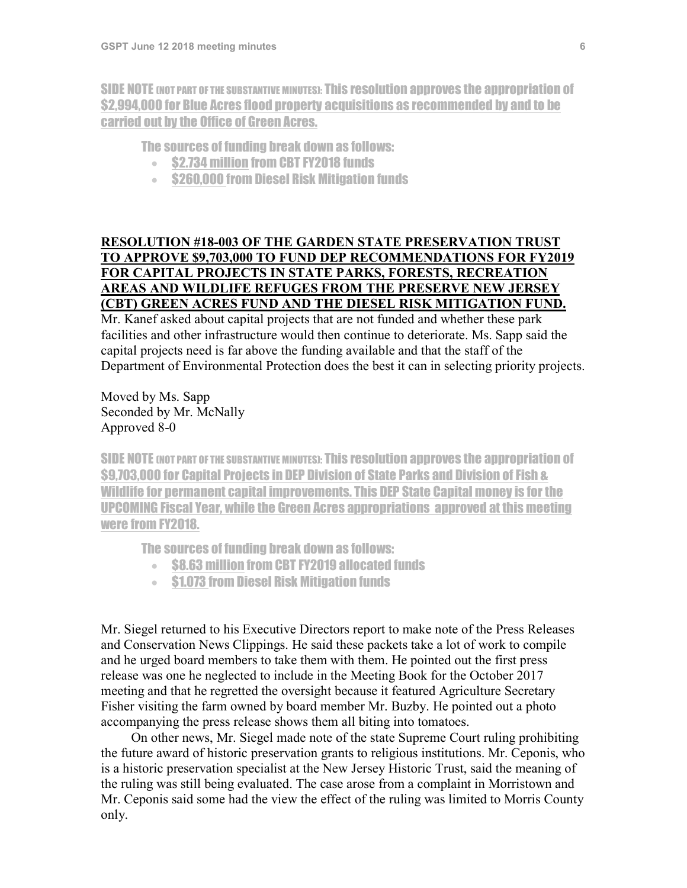SIDE NOTE (NOT PART OF THE SUBSTANTIVE MINUTES): This resolution approves the appropriation of $2,994,000 for Blue Acres flood property acquisitions as recommended by and to be carried out by the Office of Green Acres.

The sources of funding break down as follows:

- $2.734 million from CBT FY2018 funds
- $260,000 from Diesel Risk Mitigation funds

**RESOLUTION #18-003 OF THE GARDEN STATE PRESERVATION TRUST TO APPROVE $9,703,000 TO FUND DEP RECOMMENDATIONS FOR FY2019 FOR CAPITAL PROJECTS IN STATE PARKS, FORESTS, RECREATION AREAS AND WILDLIFE REFUGES FROM THE PRESERVE NEW JERSEY (CBT) GREEN ACRES FUND AND THE DIESEL RISK MITIGATION FUND.**

Mr. Kanef asked about capital projects that are not funded and whether these park facilities and other infrastructure would then continue to deteriorate. Ms. Sapp said the capital projects need is far above the funding available and that the staff of the Department of Environmental Protection does the best it can in selecting priority projects.

Moved by Ms. Sapp
Seconded by Mr. McNally
Approved 8-0

SIDE NOTE (NOT PART OF THE SUBSTANTIVE MINUTES): This resolution approves the appropriation of $9,703,000 for Capital Projects in DEP Division of State Parks and Division of Fish & Wildlife for permanent capital improvements. This DEP State Capital money is for the UPCOMING Fiscal Year, while the Green Acres appropriations approved at this meeting were from FY2018.

The sources of funding break down as follows:

- $8.63 million from CBT FY2019 allocated funds
- $1.073 from Diesel Risk Mitigation funds

Mr. Siegel returned to his Executive Directors report to make note of the Press Releases and Conservation News Clippings. He said these packets take a lot of work to compile and he urged board members to take them with them. He pointed out the first press release was one he neglected to include in the Meeting Book for the October 2017 meeting and that he regretted the oversight because it featured Agriculture Secretary Fisher visiting the farm owned by board member Mr. Buzby. He pointed out a photo accompanying the press release shows them all biting into tomatoes.

On other news, Mr. Siegel made note of the state Supreme Court ruling prohibiting the future award of historic preservation grants to religious institutions. Mr. Ceponis, who is a historic preservation specialist at the New Jersey Historic Trust, said the meaning of the ruling was still being evaluated. The case arose from a complaint in Morristown and Mr. Ceponis said some had the view the effect of the ruling was limited to Morris County only.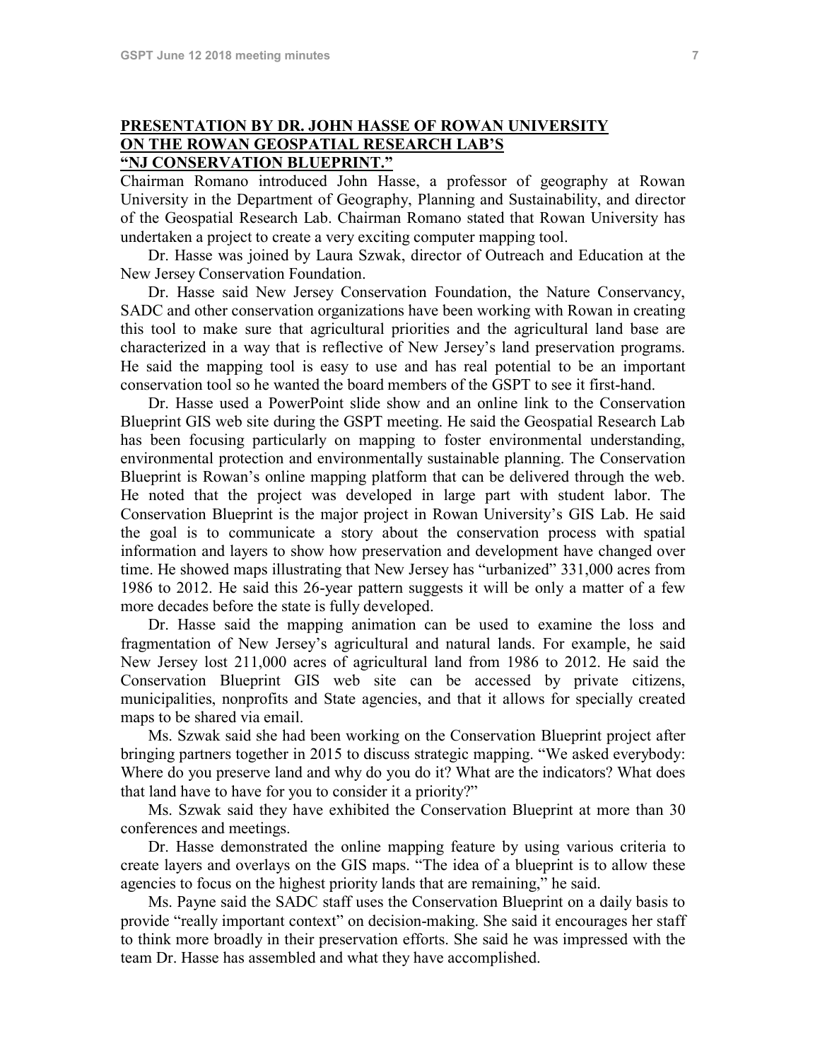## PRESENTATION BY DR. JOHN HASSE OF ROWAN UNIVERSITY ON THE ROWAN GEOSPATIAL RESEARCH LAB'S "NJ CONSERVATION BLUEPRINT."

Chairman Romano introduced John Hasse, a professor of geography at Rowan University in the Department of Geography, Planning and Sustainability, and director of the Geospatial Research Lab. Chairman Romano stated that Rowan University has undertaken a project to create a very exciting computer mapping tool.

Dr. Hasse was joined by Laura Szwak, director of Outreach and Education at the New Jersey Conservation Foundation.

Dr. Hasse said New Jersey Conservation Foundation, the Nature Conservancy, SADC and other conservation organizations have been working with Rowan in creating this tool to make sure that agricultural priorities and the agricultural land base are characterized in a way that is reflective of New Jersey's land preservation programs. He said the mapping tool is easy to use and has real potential to be an important conservation tool so he wanted the board members of the GSPT to see it first-hand.

Dr. Hasse used a PowerPoint slide show and an online link to the Conservation Blueprint GIS web site during the GSPT meeting. He said the Geospatial Research Lab has been focusing particularly on mapping to foster environmental understanding, environmental protection and environmentally sustainable planning. The Conservation Blueprint is Rowan's online mapping platform that can be delivered through the web. He noted that the project was developed in large part with student labor. The Conservation Blueprint is the major project in Rowan University's GIS Lab. He said the goal is to communicate a story about the conservation process with spatial information and layers to show how preservation and development have changed over time. He showed maps illustrating that New Jersey has "urbanized" 331,000 acres from 1986 to 2012. He said this 26-year pattern suggests it will be only a matter of a few more decades before the state is fully developed.

Dr. Hasse said the mapping animation can be used to examine the loss and fragmentation of New Jersey's agricultural and natural lands. For example, he said New Jersey lost 211,000 acres of agricultural land from 1986 to 2012. He said the Conservation Blueprint GIS web site can be accessed by private citizens, municipalities, nonprofits and State agencies, and that it allows for specially created maps to be shared via email.

Ms. Szwak said she had been working on the Conservation Blueprint project after bringing partners together in 2015 to discuss strategic mapping. "We asked everybody: Where do you preserve land and why do you do it? What are the indicators? What does that land have to have for you to consider it a priority?"

Ms. Szwak said they have exhibited the Conservation Blueprint at more than 30 conferences and meetings.

Dr. Hasse demonstrated the online mapping feature by using various criteria to create layers and overlays on the GIS maps. "The idea of a blueprint is to allow these agencies to focus on the highest priority lands that are remaining," he said.

Ms. Payne said the SADC staff uses the Conservation Blueprint on a daily basis to provide "really important context" on decision-making. She said it encourages her staff to think more broadly in their preservation efforts. She said he was impressed with the team Dr. Hasse has assembled and what they have accomplished.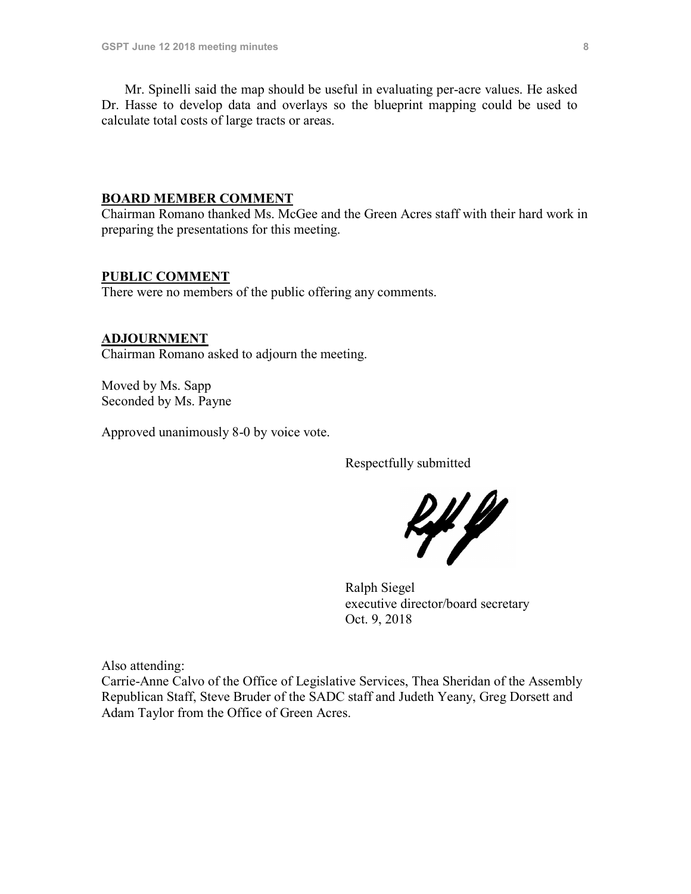Mr. Spinelli said the map should be useful in evaluating per-acre values. He asked Dr. Hasse to develop data and overlays so the blueprint mapping could be used to calculate total costs of large tracts or areas.

## BOARD MEMBER COMMENT

Chairman Romano thanked Ms. McGee and the Green Acres staff with their hard work in preparing the presentations for this meeting.

## PUBLIC COMMENT

There were no members of the public offering any comments.

## ADJOURNMENT

Chairman Romano asked to adjourn the meeting.

Moved by Ms. Sapp
Seconded by Ms. Payne

Approved unanimously 8-0 by voice vote.

Respectfully submitted

Ralph Siegel
executive director/board secretary
Oct. 9, 2018

Also attending:
Carrie-Anne Calvo of the Office of Legislative Services, Thea Sheridan of the Assembly Republican Staff, Steve Bruder of the SADC staff and Judeth Yeany, Greg Dorsett and Adam Taylor from the Office of Green Acres.